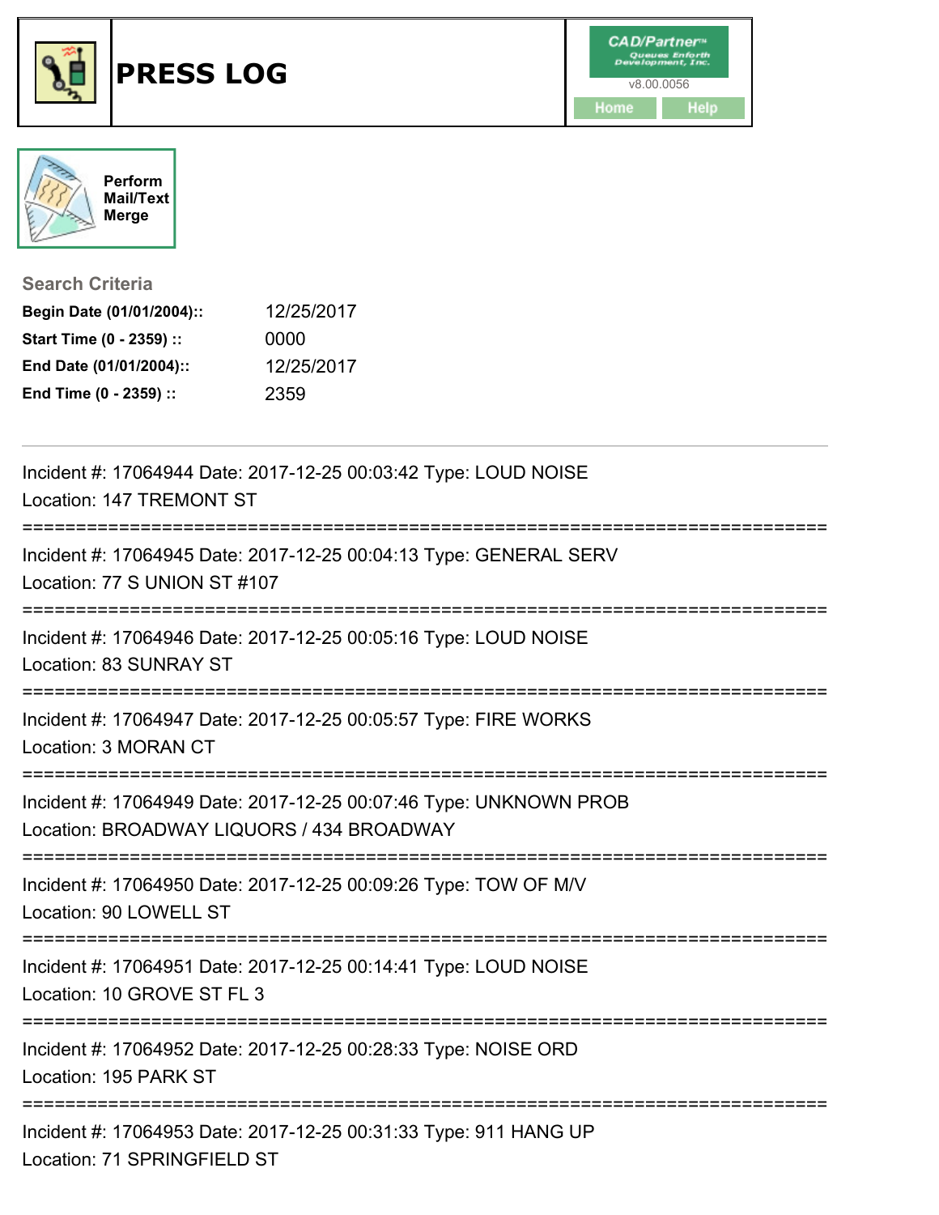# PRESS LOG

CAD/Partner™ v8.00.0056

Home | Help

Perform Mail/Text Merge

### Search Criteria

**Begin Date (01/01/2004)::** 12/25/2017
**Start Time (0 - 2359) ::** 0000
**End Date (01/01/2004)::** 12/25/2017
**End Time (0 - 2359) ::** 2359

---

Incident #: 17064944 Date: 2017-12-25 00:03:42 Type: LOUD NOISE
Location: 147 TREMONT ST

===========================================================================

Incident #: 17064945 Date: 2017-12-25 00:04:13 Type: GENERAL SERV
Location: 77 S UNION ST #107

===========================================================================

Incident #: 17064946 Date: 2017-12-25 00:05:16 Type: LOUD NOISE
Location: 83 SUNRAY ST

===========================================================================

Incident #: 17064947 Date: 2017-12-25 00:05:57 Type: FIRE WORKS
Location: 3 MORAN CT

===========================================================================

Incident #: 17064949 Date: 2017-12-25 00:07:46 Type: UNKNOWN PROB
Location: BROADWAY LIQUORS / 434 BROADWAY

===========================================================================

Incident #: 17064950 Date: 2017-12-25 00:09:26 Type: TOW OF M/V
Location: 90 LOWELL ST

===========================================================================

Incident #: 17064951 Date: 2017-12-25 00:14:41 Type: LOUD NOISE
Location: 10 GROVE ST FL 3

===========================================================================

Incident #: 17064952 Date: 2017-12-25 00:28:33 Type: NOISE ORD
Location: 195 PARK ST

===========================================================================

Incident #: 17064953 Date: 2017-12-25 00:31:33 Type: 911 HANG UP
Location: 71 SPRINGFIELD ST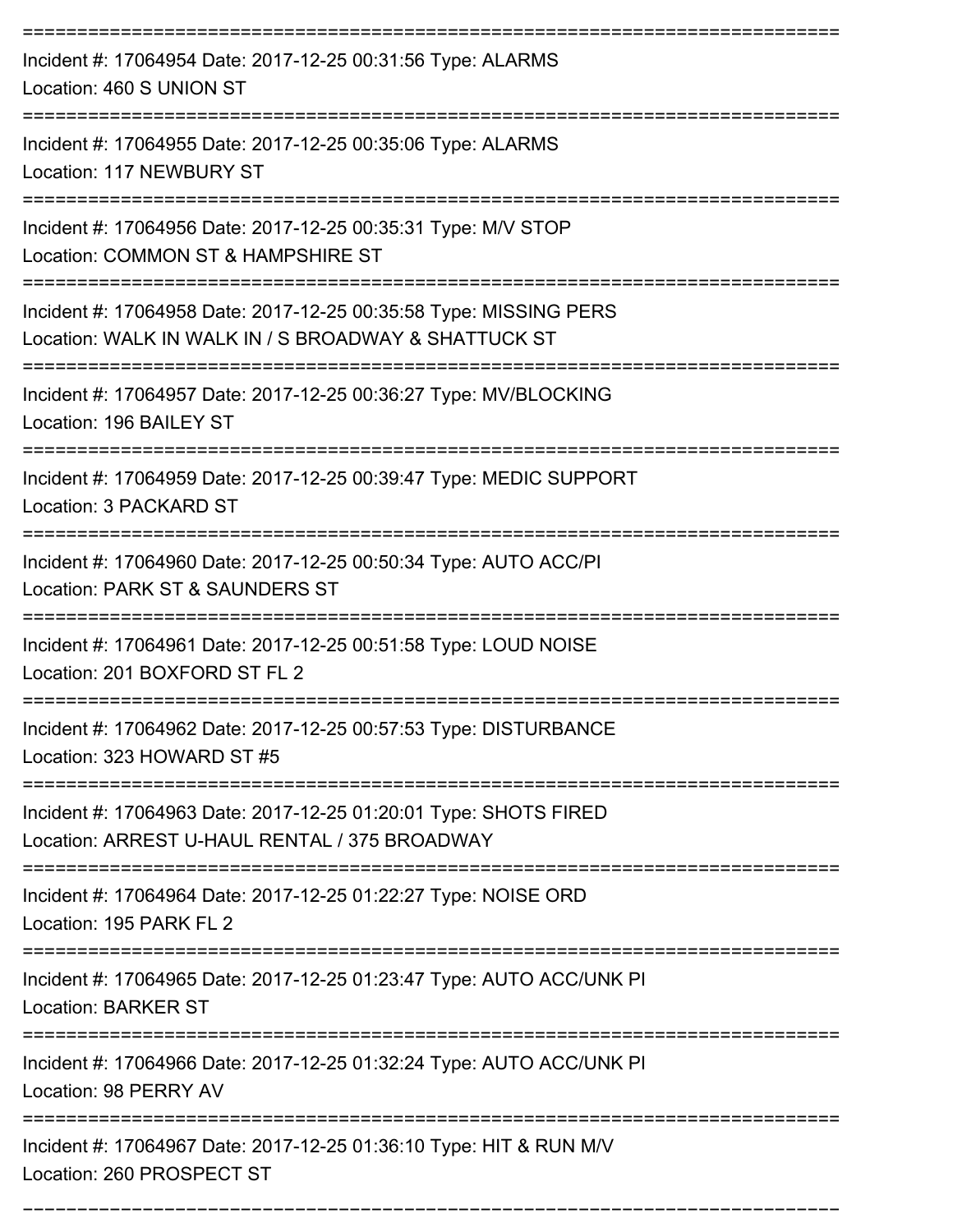===========================================================================

Incident #: 17064954 Date: 2017-12-25 00:31:56 Type: ALARMS
Location: 460 S UNION ST

===========================================================================

Incident #: 17064955 Date: 2017-12-25 00:35:06 Type: ALARMS
Location: 117 NEWBURY ST

===========================================================================

Incident #: 17064956 Date: 2017-12-25 00:35:31 Type: M/V STOP
Location: COMMON ST & HAMPSHIRE ST

===========================================================================

Incident #: 17064958 Date: 2017-12-25 00:35:58 Type: MISSING PERS
Location: WALK IN WALK IN / S BROADWAY & SHATTUCK ST

===========================================================================

Incident #: 17064957 Date: 2017-12-25 00:36:27 Type: MV/BLOCKING
Location: 196 BAILEY ST

===========================================================================

Incident #: 17064959 Date: 2017-12-25 00:39:47 Type: MEDIC SUPPORT
Location: 3 PACKARD ST

===========================================================================

Incident #: 17064960 Date: 2017-12-25 00:50:34 Type: AUTO ACC/PI
Location: PARK ST & SAUNDERS ST

===========================================================================

Incident #: 17064961 Date: 2017-12-25 00:51:58 Type: LOUD NOISE
Location: 201 BOXFORD ST FL 2

===========================================================================

Incident #: 17064962 Date: 2017-12-25 00:57:53 Type: DISTURBANCE
Location: 323 HOWARD ST #5

===========================================================================

Incident #: 17064963 Date: 2017-12-25 01:20:01 Type: SHOTS FIRED
Location: ARREST U-HAUL RENTAL / 375 BROADWAY

===========================================================================

Incident #: 17064964 Date: 2017-12-25 01:22:27 Type: NOISE ORD
Location: 195 PARK FL 2

===========================================================================

Incident #: 17064965 Date: 2017-12-25 01:23:47 Type: AUTO ACC/UNK PI
Location: BARKER ST

===========================================================================

Incident #: 17064966 Date: 2017-12-25 01:32:24 Type: AUTO ACC/UNK PI
Location: 98 PERRY AV

===========================================================================

Incident #: 17064967 Date: 2017-12-25 01:36:10 Type: HIT & RUN M/V
Location: 260 PROSPECT ST

===========================================================================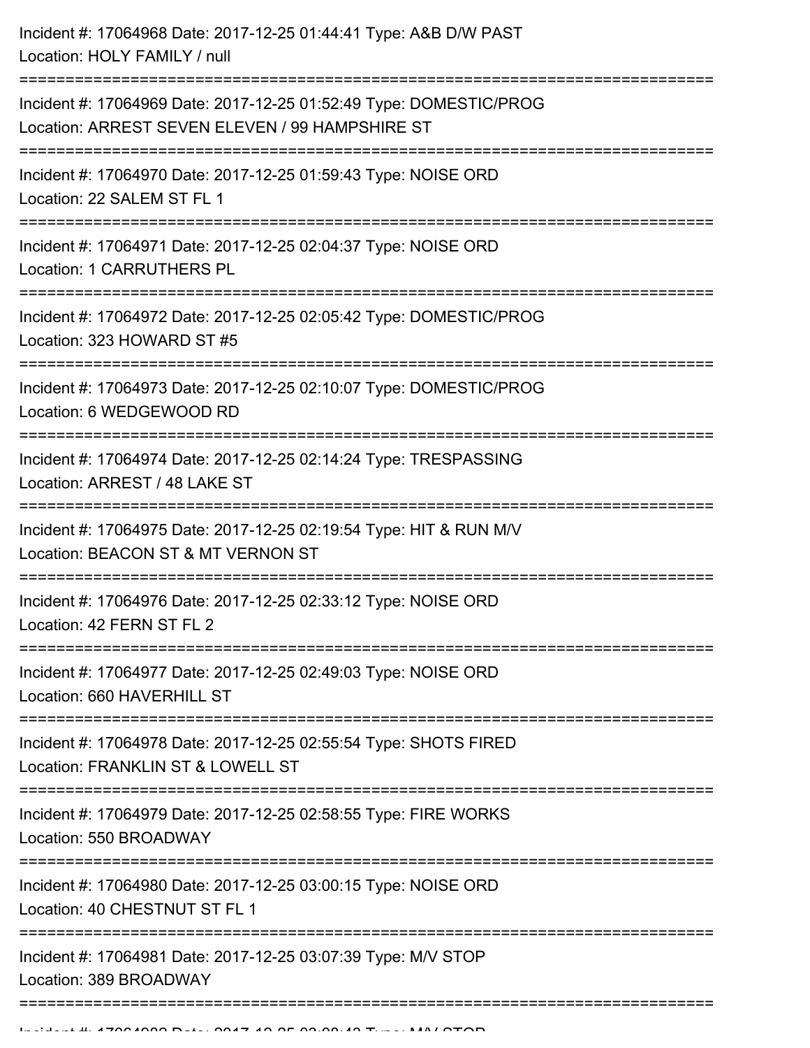Incident #: 17064968 Date: 2017-12-25 01:44:41 Type: A&B D/W PAST
Location: HOLY FAMILY / null

===========================================================================

Incident #: 17064969 Date: 2017-12-25 01:52:49 Type: DOMESTIC/PROG
Location: ARREST SEVEN ELEVEN / 99 HAMPSHIRE ST

===========================================================================

Incident #: 17064970 Date: 2017-12-25 01:59:43 Type: NOISE ORD
Location: 22 SALEM ST FL 1

===========================================================================

Incident #: 17064971 Date: 2017-12-25 02:04:37 Type: NOISE ORD
Location: 1 CARRUTHERS PL

===========================================================================

Incident #: 17064972 Date: 2017-12-25 02:05:42 Type: DOMESTIC/PROG
Location: 323 HOWARD ST #5

===========================================================================

Incident #: 17064973 Date: 2017-12-25 02:10:07 Type: DOMESTIC/PROG
Location: 6 WEDGEWOOD RD

===========================================================================

Incident #: 17064974 Date: 2017-12-25 02:14:24 Type: TRESPASSING
Location: ARREST / 48 LAKE ST

===========================================================================

Incident #: 17064975 Date: 2017-12-25 02:19:54 Type: HIT & RUN M/V
Location: BEACON ST & MT VERNON ST

===========================================================================

Incident #: 17064976 Date: 2017-12-25 02:33:12 Type: NOISE ORD
Location: 42 FERN ST FL 2

===========================================================================

Incident #: 17064977 Date: 2017-12-25 02:49:03 Type: NOISE ORD
Location: 660 HAVERHILL ST

===========================================================================

Incident #: 17064978 Date: 2017-12-25 02:55:54 Type: SHOTS FIRED
Location: FRANKLIN ST & LOWELL ST

===========================================================================

Incident #: 17064979 Date: 2017-12-25 02:58:55 Type: FIRE WORKS
Location: 550 BROADWAY

===========================================================================

Incident #: 17064980 Date: 2017-12-25 03:00:15 Type: NOISE ORD
Location: 40 CHESTNUT ST FL 1

===========================================================================

Incident #: 17064981 Date: 2017-12-25 03:07:39 Type: M/V STOP
Location: 389 BROADWAY

===========================================================================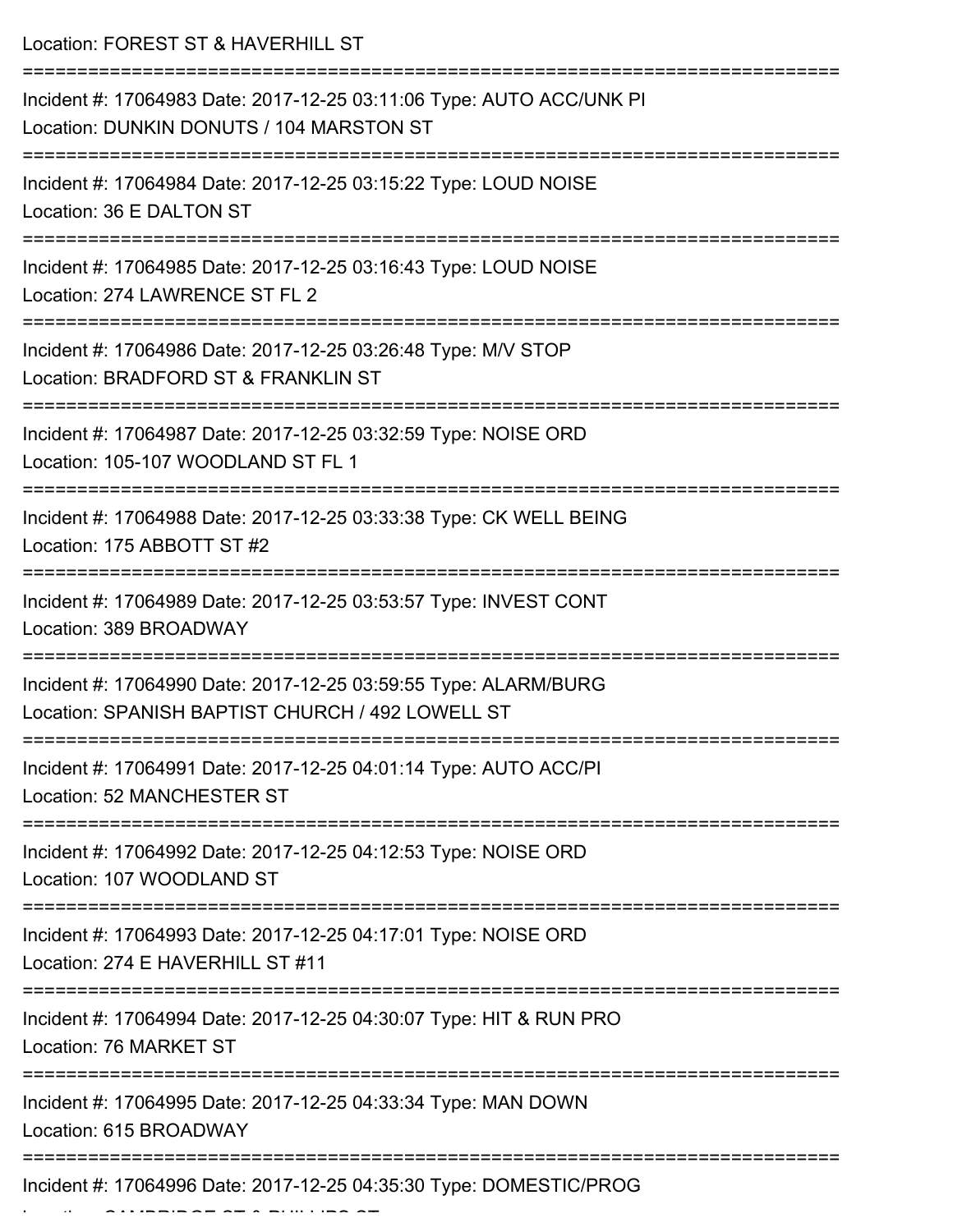Location: FOREST ST & HAVERHILL ST

===========================================================================

Incident #: 17064983 Date: 2017-12-25 03:11:06 Type: AUTO ACC/UNK PI
Location: DUNKIN DONUTS / 104 MARSTON ST

===========================================================================

Incident #: 17064984 Date: 2017-12-25 03:15:22 Type: LOUD NOISE
Location: 36 E DALTON ST

===========================================================================

Incident #: 17064985 Date: 2017-12-25 03:16:43 Type: LOUD NOISE
Location: 274 LAWRENCE ST FL 2

===========================================================================

Incident #: 17064986 Date: 2017-12-25 03:26:48 Type: M/V STOP
Location: BRADFORD ST & FRANKLIN ST

===========================================================================

Incident #: 17064987 Date: 2017-12-25 03:32:59 Type: NOISE ORD
Location: 105-107 WOODLAND ST FL 1

===========================================================================

Incident #: 17064988 Date: 2017-12-25 03:33:38 Type: CK WELL BEING
Location: 175 ABBOTT ST #2

===========================================================================

Incident #: 17064989 Date: 2017-12-25 03:53:57 Type: INVEST CONT
Location: 389 BROADWAY

===========================================================================

Incident #: 17064990 Date: 2017-12-25 03:59:55 Type: ALARM/BURG
Location: SPANISH BAPTIST CHURCH / 492 LOWELL ST

===========================================================================

Incident #: 17064991 Date: 2017-12-25 04:01:14 Type: AUTO ACC/PI
Location: 52 MANCHESTER ST

===========================================================================

Incident #: 17064992 Date: 2017-12-25 04:12:53 Type: NOISE ORD
Location: 107 WOODLAND ST

===========================================================================

Incident #: 17064993 Date: 2017-12-25 04:17:01 Type: NOISE ORD
Location: 274 E HAVERHILL ST #11

===========================================================================

Incident #: 17064994 Date: 2017-12-25 04:30:07 Type: HIT & RUN PRO
Location: 76 MARKET ST

===========================================================================

Incident #: 17064995 Date: 2017-12-25 04:33:34 Type: MAN DOWN
Location: 615 BROADWAY

===========================================================================

Incident #: 17064996 Date: 2017-12-25 04:35:30 Type: DOMESTIC/PROG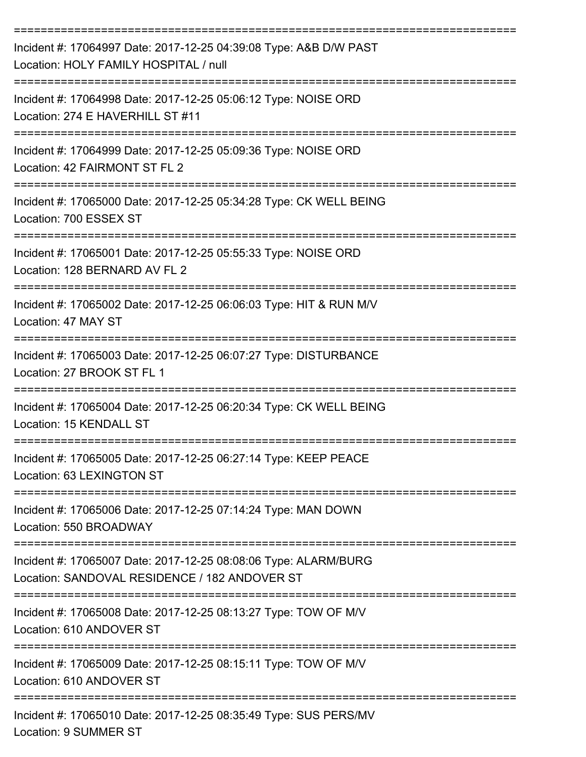===========================================================================
Incident #: 17064997 Date: 2017-12-25 04:39:08 Type: A&B D/W PAST
Location: HOLY FAMILY HOSPITAL / null
===========================================================================
Incident #: 17064998 Date: 2017-12-25 05:06:12 Type: NOISE ORD
Location: 274 E HAVERHILL ST #11
===========================================================================
Incident #: 17064999 Date: 2017-12-25 05:09:36 Type: NOISE ORD
Location: 42 FAIRMONT ST FL 2
===========================================================================
Incident #: 17065000 Date: 2017-12-25 05:34:28 Type: CK WELL BEING
Location: 700 ESSEX ST
===========================================================================
Incident #: 17065001 Date: 2017-12-25 05:55:33 Type: NOISE ORD
Location: 128 BERNARD AV FL 2
===========================================================================
Incident #: 17065002 Date: 2017-12-25 06:06:03 Type: HIT & RUN M/V
Location: 47 MAY ST
===========================================================================
Incident #: 17065003 Date: 2017-12-25 06:07:27 Type: DISTURBANCE
Location: 27 BROOK ST FL 1
===========================================================================
Incident #: 17065004 Date: 2017-12-25 06:20:34 Type: CK WELL BEING
Location: 15 KENDALL ST
===========================================================================
Incident #: 17065005 Date: 2017-12-25 06:27:14 Type: KEEP PEACE
Location: 63 LEXINGTON ST
===========================================================================
Incident #: 17065006 Date: 2017-12-25 07:14:24 Type: MAN DOWN
Location: 550 BROADWAY
===========================================================================
Incident #: 17065007 Date: 2017-12-25 08:08:06 Type: ALARM/BURG
Location: SANDOVAL RESIDENCE / 182 ANDOVER ST
===========================================================================
Incident #: 17065008 Date: 2017-12-25 08:13:27 Type: TOW OF M/V
Location: 610 ANDOVER ST
===========================================================================
Incident #: 17065009 Date: 2017-12-25 08:15:11 Type: TOW OF M/V
Location: 610 ANDOVER ST
===========================================================================
Incident #: 17065010 Date: 2017-12-25 08:35:49 Type: SUS PERS/MV
Location: 9 SUMMER ST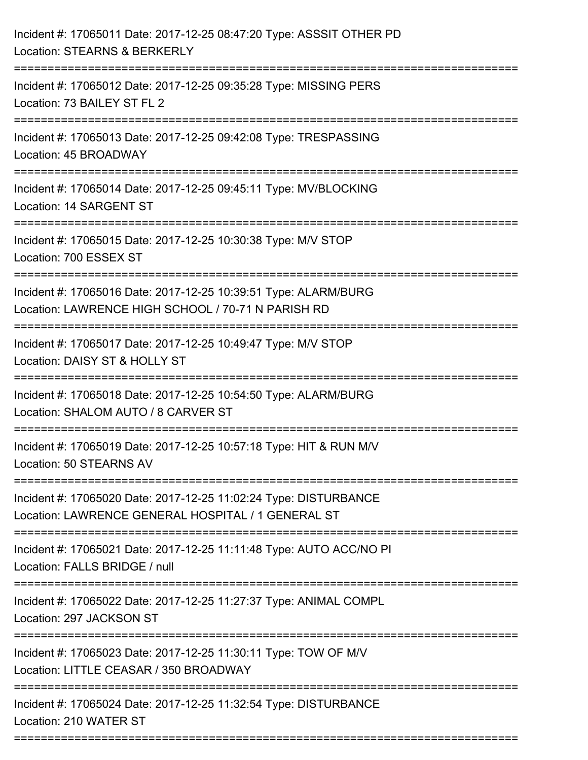Incident #: 17065011 Date: 2017-12-25 08:47:20 Type: ASSSIT OTHER PD
Location: STEARNS & BERKERLY

===========================================================================

Incident #: 17065012 Date: 2017-12-25 09:35:28 Type: MISSING PERS
Location: 73 BAILEY ST FL 2

===========================================================================

Incident #: 17065013 Date: 2017-12-25 09:42:08 Type: TRESPASSING
Location: 45 BROADWAY

===========================================================================

Incident #: 17065014 Date: 2017-12-25 09:45:11 Type: MV/BLOCKING
Location: 14 SARGENT ST

===========================================================================

Incident #: 17065015 Date: 2017-12-25 10:30:38 Type: M/V STOP
Location: 700 ESSEX ST

===========================================================================

Incident #: 17065016 Date: 2017-12-25 10:39:51 Type: ALARM/BURG
Location: LAWRENCE HIGH SCHOOL / 70-71 N PARISH RD

===========================================================================

Incident #: 17065017 Date: 2017-12-25 10:49:47 Type: M/V STOP
Location: DAISY ST & HOLLY ST

===========================================================================

Incident #: 17065018 Date: 2017-12-25 10:54:50 Type: ALARM/BURG
Location: SHALOM AUTO / 8 CARVER ST

===========================================================================

Incident #: 17065019 Date: 2017-12-25 10:57:18 Type: HIT & RUN M/V
Location: 50 STEARNS AV

===========================================================================

Incident #: 17065020 Date: 2017-12-25 11:02:24 Type: DISTURBANCE
Location: LAWRENCE GENERAL HOSPITAL / 1 GENERAL ST

===========================================================================

Incident #: 17065021 Date: 2017-12-25 11:11:48 Type: AUTO ACC/NO PI
Location: FALLS BRIDGE / null

===========================================================================

Incident #: 17065022 Date: 2017-12-25 11:27:37 Type: ANIMAL COMPL
Location: 297 JACKSON ST

===========================================================================

Incident #: 17065023 Date: 2017-12-25 11:30:11 Type: TOW OF M/V
Location: LITTLE CEASAR / 350 BROADWAY

===========================================================================

Incident #: 17065024 Date: 2017-12-25 11:32:54 Type: DISTURBANCE
Location: 210 WATER ST

===========================================================================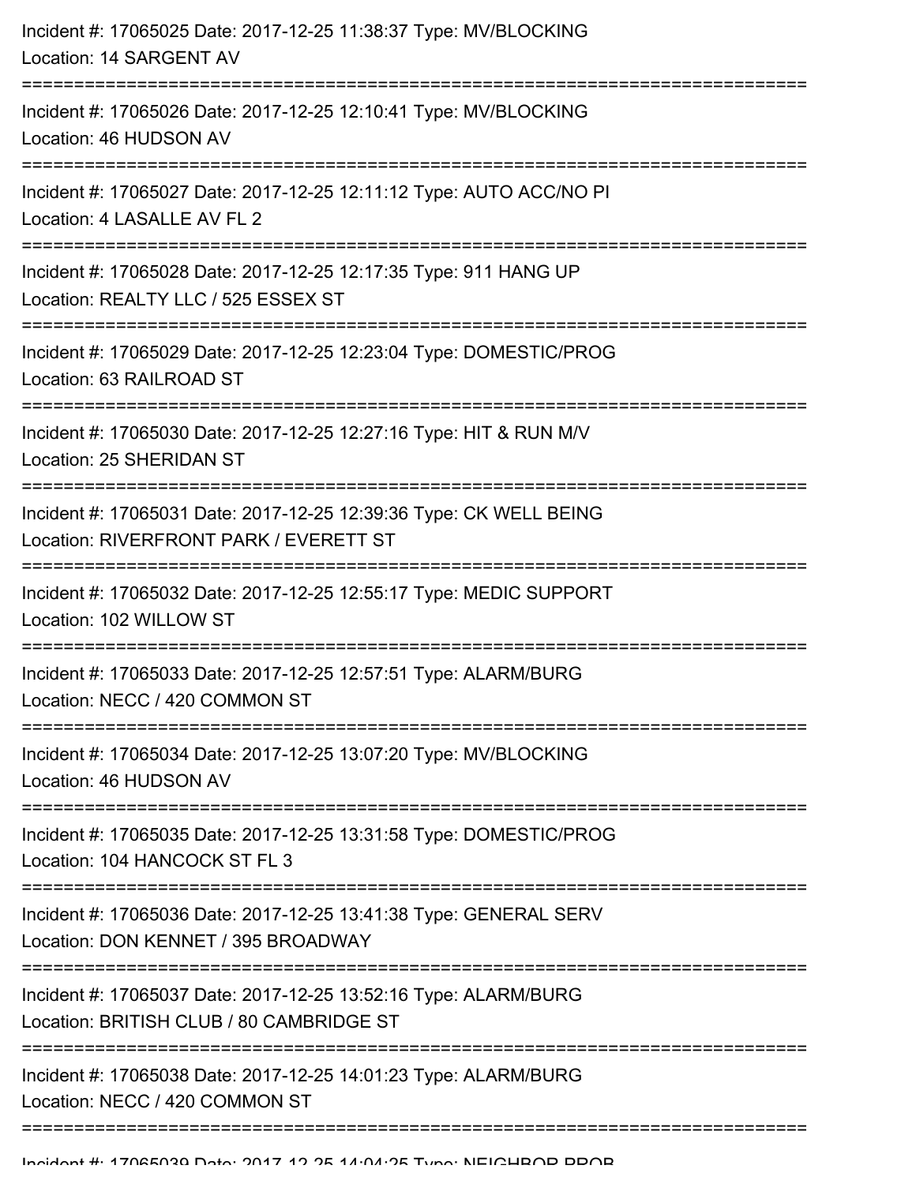Incident #: 17065025 Date: 2017-12-25 11:38:37 Type: MV/BLOCKING
Location: 14 SARGENT AV

===========================================================================

Incident #: 17065026 Date: 2017-12-25 12:10:41 Type: MV/BLOCKING
Location: 46 HUDSON AV

===========================================================================

Incident #: 17065027 Date: 2017-12-25 12:11:12 Type: AUTO ACC/NO PI
Location: 4 LASALLE AV FL 2

===========================================================================

Incident #: 17065028 Date: 2017-12-25 12:17:35 Type: 911 HANG UP
Location: REALTY LLC / 525 ESSEX ST

===========================================================================

Incident #: 17065029 Date: 2017-12-25 12:23:04 Type: DOMESTIC/PROG
Location: 63 RAILROAD ST

===========================================================================

Incident #: 17065030 Date: 2017-12-25 12:27:16 Type: HIT & RUN M/V
Location: 25 SHERIDAN ST

===========================================================================

Incident #: 17065031 Date: 2017-12-25 12:39:36 Type: CK WELL BEING
Location: RIVERFRONT PARK / EVERETT ST

===========================================================================

Incident #: 17065032 Date: 2017-12-25 12:55:17 Type: MEDIC SUPPORT
Location: 102 WILLOW ST

===========================================================================

Incident #: 17065033 Date: 2017-12-25 12:57:51 Type: ALARM/BURG
Location: NECC / 420 COMMON ST

===========================================================================

Incident #: 17065034 Date: 2017-12-25 13:07:20 Type: MV/BLOCKING
Location: 46 HUDSON AV

===========================================================================

Incident #: 17065035 Date: 2017-12-25 13:31:58 Type: DOMESTIC/PROG
Location: 104 HANCOCK ST FL 3

===========================================================================

Incident #: 17065036 Date: 2017-12-25 13:41:38 Type: GENERAL SERV
Location: DON KENNET / 395 BROADWAY

===========================================================================

Incident #: 17065037 Date: 2017-12-25 13:52:16 Type: ALARM/BURG
Location: BRITISH CLUB / 80 CAMBRIDGE ST

===========================================================================

Incident #: 17065038 Date: 2017-12-25 14:01:23 Type: ALARM/BURG
Location: NECC / 420 COMMON ST

===========================================================================

Incident #: 17065039 Date: 2017-12-25 14:04:25 Type: NEIGHBOR PROB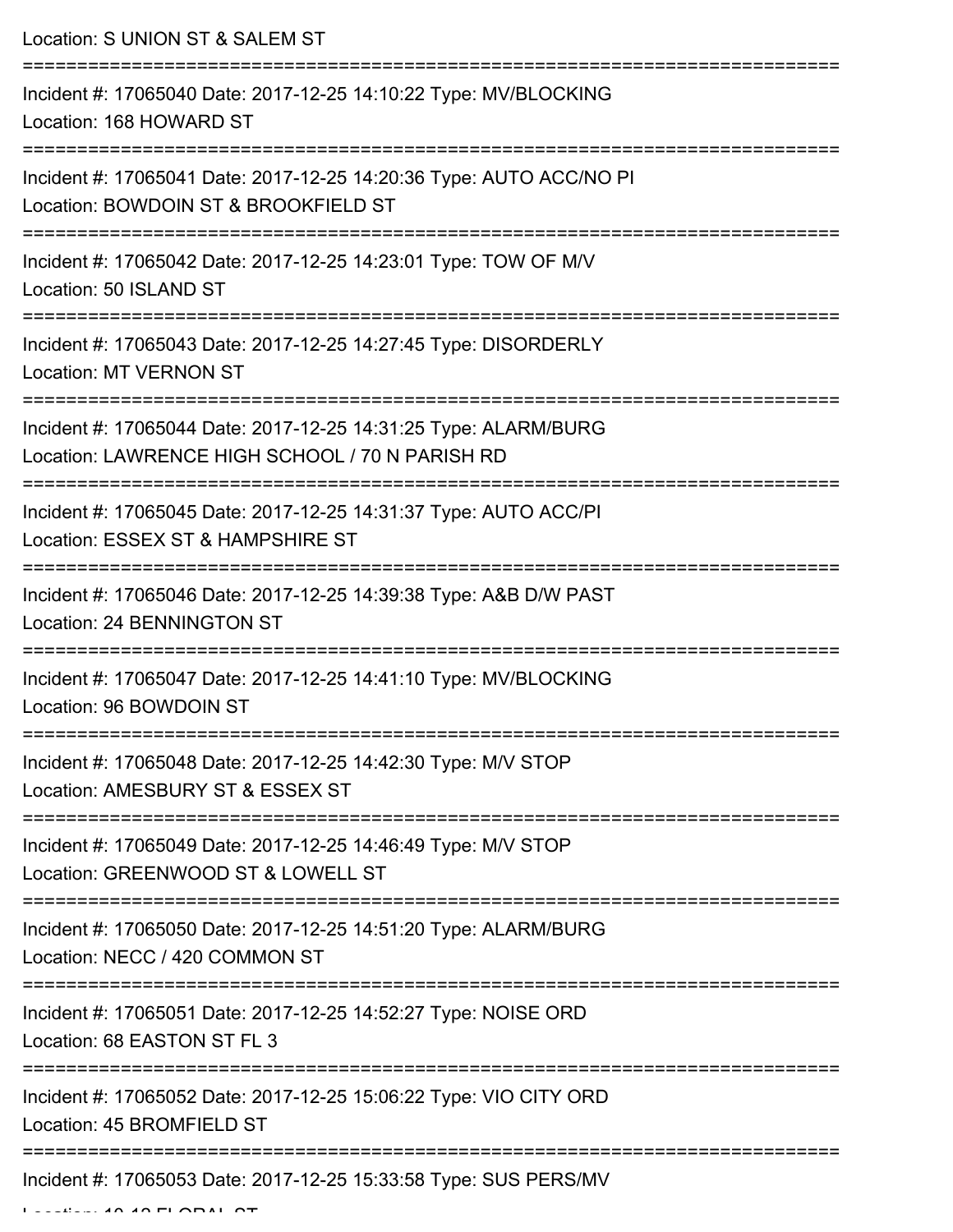Location: S UNION ST & SALEM ST

===========================================================================

Incident #: 17065040 Date: 2017-12-25 14:10:22 Type: MV/BLOCKING
Location: 168 HOWARD ST

===========================================================================

Incident #: 17065041 Date: 2017-12-25 14:20:36 Type: AUTO ACC/NO PI
Location: BOWDOIN ST & BROOKFIELD ST

===========================================================================

Incident #: 17065042 Date: 2017-12-25 14:23:01 Type: TOW OF M/V
Location: 50 ISLAND ST

===========================================================================

Incident #: 17065043 Date: 2017-12-25 14:27:45 Type: DISORDERLY
Location: MT VERNON ST

===========================================================================

Incident #: 17065044 Date: 2017-12-25 14:31:25 Type: ALARM/BURG
Location: LAWRENCE HIGH SCHOOL / 70 N PARISH RD

===========================================================================

Incident #: 17065045 Date: 2017-12-25 14:31:37 Type: AUTO ACC/PI
Location: ESSEX ST & HAMPSHIRE ST

===========================================================================

Incident #: 17065046 Date: 2017-12-25 14:39:38 Type: A&B D/W PAST
Location: 24 BENNINGTON ST

===========================================================================

Incident #: 17065047 Date: 2017-12-25 14:41:10 Type: MV/BLOCKING
Location: 96 BOWDOIN ST

===========================================================================

Incident #: 17065048 Date: 2017-12-25 14:42:30 Type: M/V STOP
Location: AMESBURY ST & ESSEX ST

===========================================================================

Incident #: 17065049 Date: 2017-12-25 14:46:49 Type: M/V STOP
Location: GREENWOOD ST & LOWELL ST

===========================================================================

Incident #: 17065050 Date: 2017-12-25 14:51:20 Type: ALARM/BURG
Location: NECC / 420 COMMON ST

===========================================================================

Incident #: 17065051 Date: 2017-12-25 14:52:27 Type: NOISE ORD
Location: 68 EASTON ST FL 3

===========================================================================

Incident #: 17065052 Date: 2017-12-25 15:06:22 Type: VIO CITY ORD
Location: 45 BROMFIELD ST

===========================================================================

Incident #: 17065053 Date: 2017-12-25 15:33:58 Type: SUS PERS/MV
Location: 10-12 FLORAL ST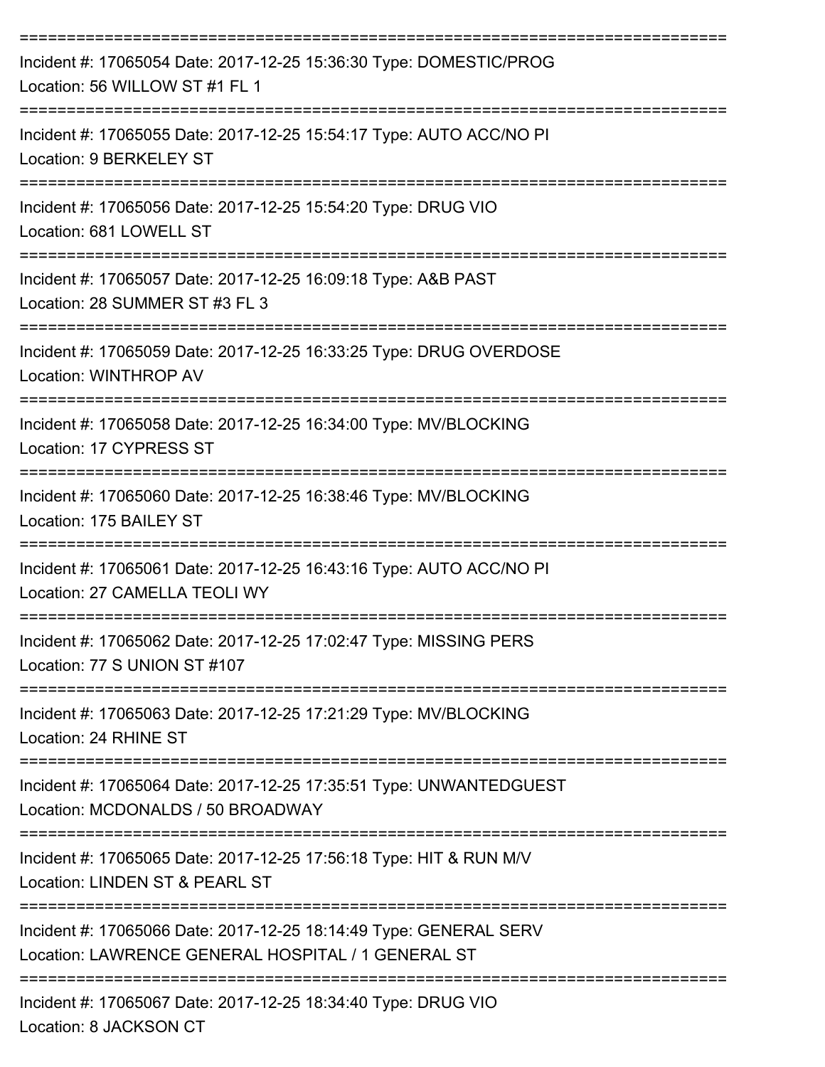===========================================================================

Incident #: 17065054 Date: 2017-12-25 15:36:30 Type: DOMESTIC/PROG
Location: 56 WILLOW ST #1 FL 1

===========================================================================

Incident #: 17065055 Date: 2017-12-25 15:54:17 Type: AUTO ACC/NO PI
Location: 9 BERKELEY ST

===========================================================================

Incident #: 17065056 Date: 2017-12-25 15:54:20 Type: DRUG VIO
Location: 681 LOWELL ST

===========================================================================

Incident #: 17065057 Date: 2017-12-25 16:09:18 Type: A&B PAST
Location: 28 SUMMER ST #3 FL 3

===========================================================================

Incident #: 17065059 Date: 2017-12-25 16:33:25 Type: DRUG OVERDOSE
Location: WINTHROP AV

===========================================================================

Incident #: 17065058 Date: 2017-12-25 16:34:00 Type: MV/BLOCKING
Location: 17 CYPRESS ST

===========================================================================

Incident #: 17065060 Date: 2017-12-25 16:38:46 Type: MV/BLOCKING
Location: 175 BAILEY ST

===========================================================================

Incident #: 17065061 Date: 2017-12-25 16:43:16 Type: AUTO ACC/NO PI
Location: 27 CAMELLA TEOLI WY

===========================================================================

Incident #: 17065062 Date: 2017-12-25 17:02:47 Type: MISSING PERS
Location: 77 S UNION ST #107

===========================================================================

Incident #: 17065063 Date: 2017-12-25 17:21:29 Type: MV/BLOCKING
Location: 24 RHINE ST

===========================================================================

Incident #: 17065064 Date: 2017-12-25 17:35:51 Type: UNWANTEDGUEST
Location: MCDONALDS / 50 BROADWAY

===========================================================================

Incident #: 17065065 Date: 2017-12-25 17:56:18 Type: HIT & RUN M/V
Location: LINDEN ST & PEARL ST

===========================================================================

Incident #: 17065066 Date: 2017-12-25 18:14:49 Type: GENERAL SERV
Location: LAWRENCE GENERAL HOSPITAL / 1 GENERAL ST

===========================================================================

Incident #: 17065067 Date: 2017-12-25 18:34:40 Type: DRUG VIO
Location: 8 JACKSON CT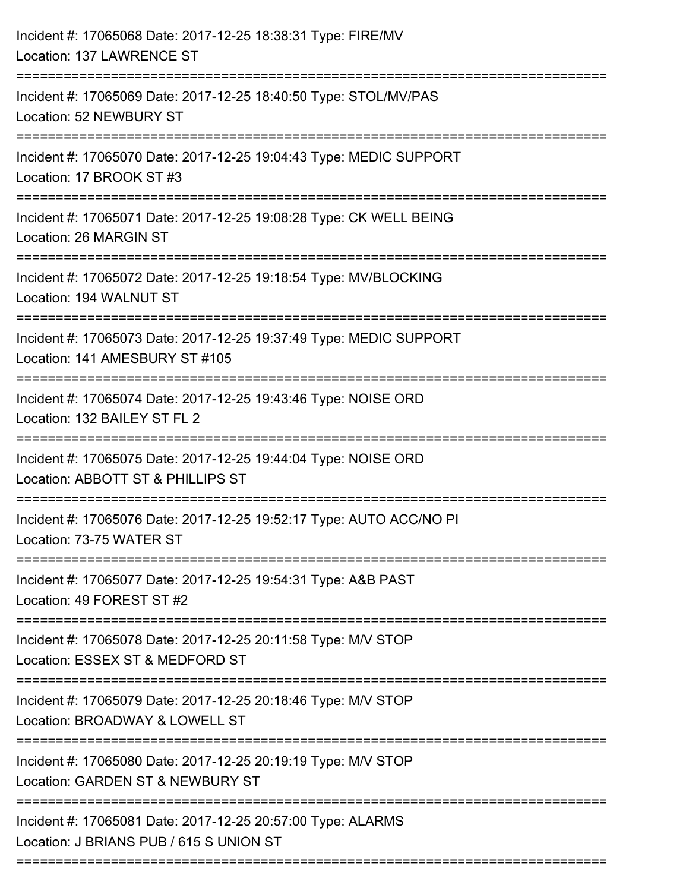Incident #: 17065068 Date: 2017-12-25 18:38:31 Type: FIRE/MV
Location: 137 LAWRENCE ST

===========================================================================

Incident #: 17065069 Date: 2017-12-25 18:40:50 Type: STOL/MV/PAS
Location: 52 NEWBURY ST

===========================================================================

Incident #: 17065070 Date: 2017-12-25 19:04:43 Type: MEDIC SUPPORT
Location: 17 BROOK ST #3

===========================================================================

Incident #: 17065071 Date: 2017-12-25 19:08:28 Type: CK WELL BEING
Location: 26 MARGIN ST

===========================================================================

Incident #: 17065072 Date: 2017-12-25 19:18:54 Type: MV/BLOCKING
Location: 194 WALNUT ST

===========================================================================

Incident #: 17065073 Date: 2017-12-25 19:37:49 Type: MEDIC SUPPORT
Location: 141 AMESBURY ST #105

===========================================================================

Incident #: 17065074 Date: 2017-12-25 19:43:46 Type: NOISE ORD
Location: 132 BAILEY ST FL 2

===========================================================================

Incident #: 17065075 Date: 2017-12-25 19:44:04 Type: NOISE ORD
Location: ABBOTT ST & PHILLIPS ST

===========================================================================

Incident #: 17065076 Date: 2017-12-25 19:52:17 Type: AUTO ACC/NO PI
Location: 73-75 WATER ST

===========================================================================

Incident #: 17065077 Date: 2017-12-25 19:54:31 Type: A&B PAST
Location: 49 FOREST ST #2

===========================================================================

Incident #: 17065078 Date: 2017-12-25 20:11:58 Type: M/V STOP
Location: ESSEX ST & MEDFORD ST

===========================================================================

Incident #: 17065079 Date: 2017-12-25 20:18:46 Type: M/V STOP
Location: BROADWAY & LOWELL ST

===========================================================================

Incident #: 17065080 Date: 2017-12-25 20:19:19 Type: M/V STOP
Location: GARDEN ST & NEWBURY ST

===========================================================================

Incident #: 17065081 Date: 2017-12-25 20:57:00 Type: ALARMS
Location: J BRIANS PUB / 615 S UNION ST

===========================================================================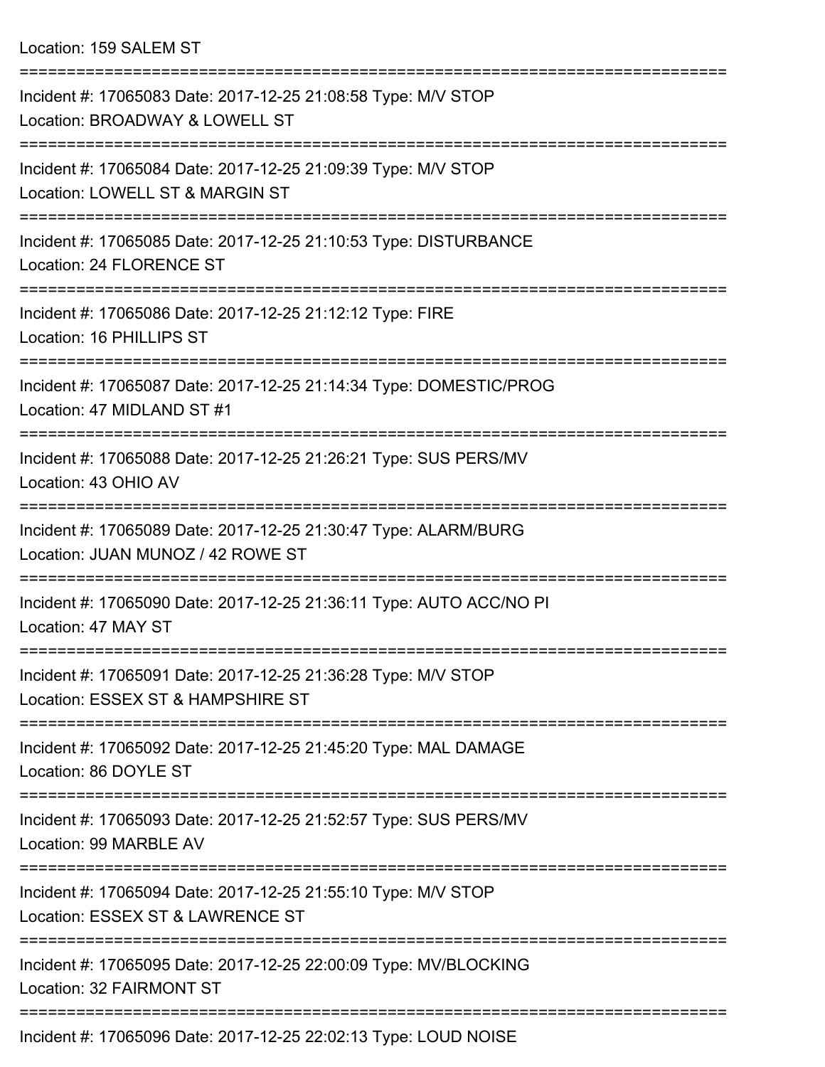Location: 159 SALEM ST

===========================================================================

Incident #: 17065083 Date: 2017-12-25 21:08:58 Type: M/V STOP
Location: BROADWAY & LOWELL ST

===========================================================================

Incident #: 17065084 Date: 2017-12-25 21:09:39 Type: M/V STOP
Location: LOWELL ST & MARGIN ST

===========================================================================

Incident #: 17065085 Date: 2017-12-25 21:10:53 Type: DISTURBANCE
Location: 24 FLORENCE ST

===========================================================================

Incident #: 17065086 Date: 2017-12-25 21:12:12 Type: FIRE
Location: 16 PHILLIPS ST

===========================================================================

Incident #: 17065087 Date: 2017-12-25 21:14:34 Type: DOMESTIC/PROG
Location: 47 MIDLAND ST #1

===========================================================================

Incident #: 17065088 Date: 2017-12-25 21:26:21 Type: SUS PERS/MV
Location: 43 OHIO AV

===========================================================================

Incident #: 17065089 Date: 2017-12-25 21:30:47 Type: ALARM/BURG
Location: JUAN MUNOZ / 42 ROWE ST

===========================================================================

Incident #: 17065090 Date: 2017-12-25 21:36:11 Type: AUTO ACC/NO PI
Location: 47 MAY ST

===========================================================================

Incident #: 17065091 Date: 2017-12-25 21:36:28 Type: M/V STOP
Location: ESSEX ST & HAMPSHIRE ST

===========================================================================

Incident #: 17065092 Date: 2017-12-25 21:45:20 Type: MAL DAMAGE
Location: 86 DOYLE ST

===========================================================================

Incident #: 17065093 Date: 2017-12-25 21:52:57 Type: SUS PERS/MV
Location: 99 MARBLE AV

===========================================================================

Incident #: 17065094 Date: 2017-12-25 21:55:10 Type: M/V STOP
Location: ESSEX ST & LAWRENCE ST

===========================================================================

Incident #: 17065095 Date: 2017-12-25 22:00:09 Type: MV/BLOCKING
Location: 32 FAIRMONT ST

===========================================================================

Incident #: 17065096 Date: 2017-12-25 22:02:13 Type: LOUD NOISE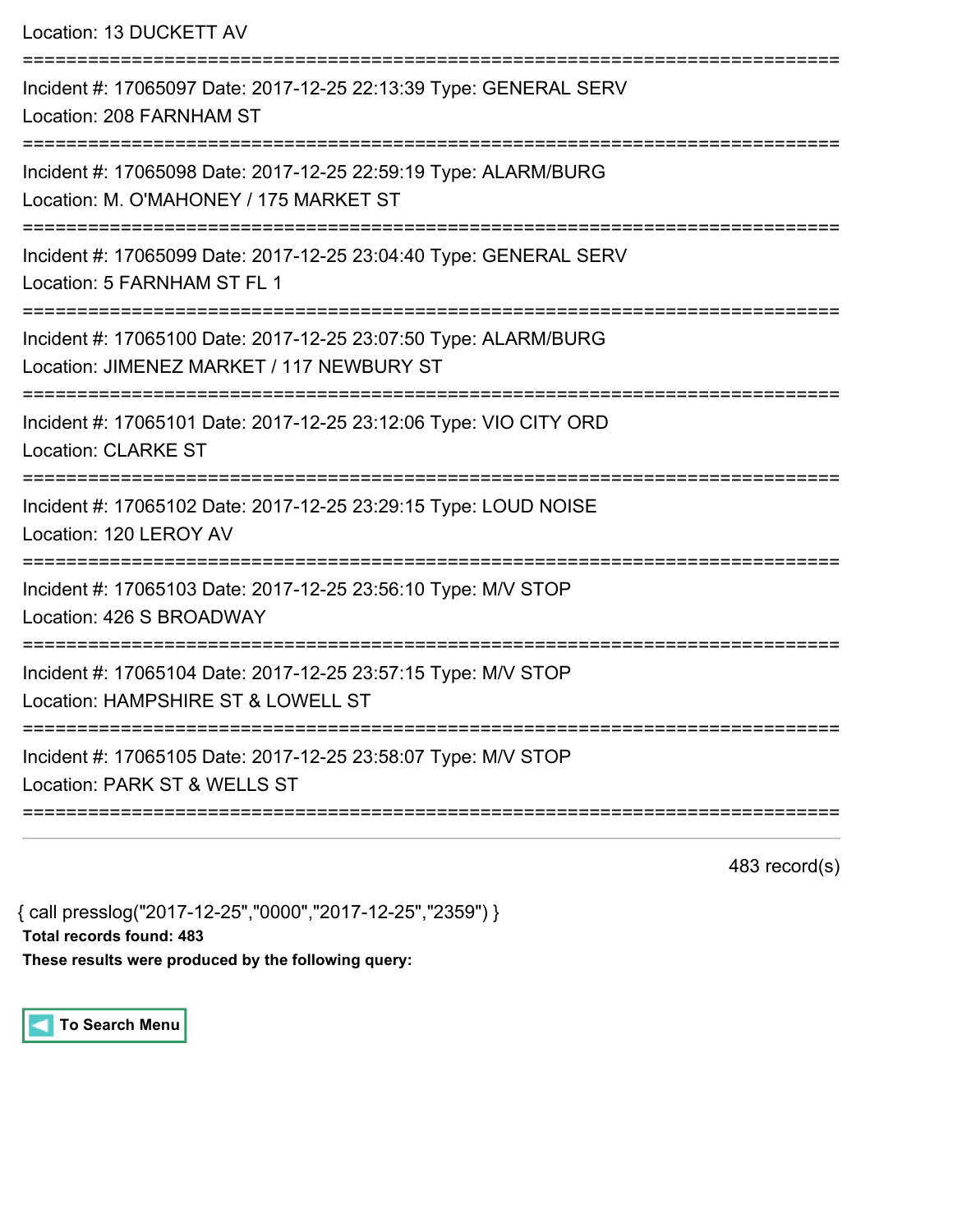Location: 13 DUCKETT AV

===========================================================================

Incident #: 17065097 Date: 2017-12-25 22:13:39 Type: GENERAL SERV

Location: 208 FARNHAM ST

===========================================================================

Incident #: 17065098 Date: 2017-12-25 22:59:19 Type: ALARM/BURG

Location: M. O'MAHONEY / 175 MARKET ST

===========================================================================

Incident #: 17065099 Date: 2017-12-25 23:04:40 Type: GENERAL SERV

Location: 5 FARNHAM ST FL 1

===========================================================================

Incident #: 17065100 Date: 2017-12-25 23:07:50 Type: ALARM/BURG

Location: JIMENEZ MARKET / 117 NEWBURY ST

===========================================================================

Incident #: 17065101 Date: 2017-12-25 23:12:06 Type: VIO CITY ORD

Location: CLARKE ST

===========================================================================

Incident #: 17065102 Date: 2017-12-25 23:29:15 Type: LOUD NOISE

Location: 120 LEROY AV

===========================================================================

Incident #: 17065103 Date: 2017-12-25 23:56:10 Type: M/V STOP

Location: 426 S BROADWAY

===========================================================================

Incident #: 17065104 Date: 2017-12-25 23:57:15 Type: M/V STOP

Location: HAMPSHIRE ST & LOWELL ST

===========================================================================

Incident #: 17065105 Date: 2017-12-25 23:58:07 Type: M/V STOP

Location: PARK ST & WELLS ST

===========================================================================

483 record(s)

{ call presslog("2017-12-25","0000","2017-12-25","2359") }

**Total records found: 483**

**These results were produced by the following query:**

To Search Menu